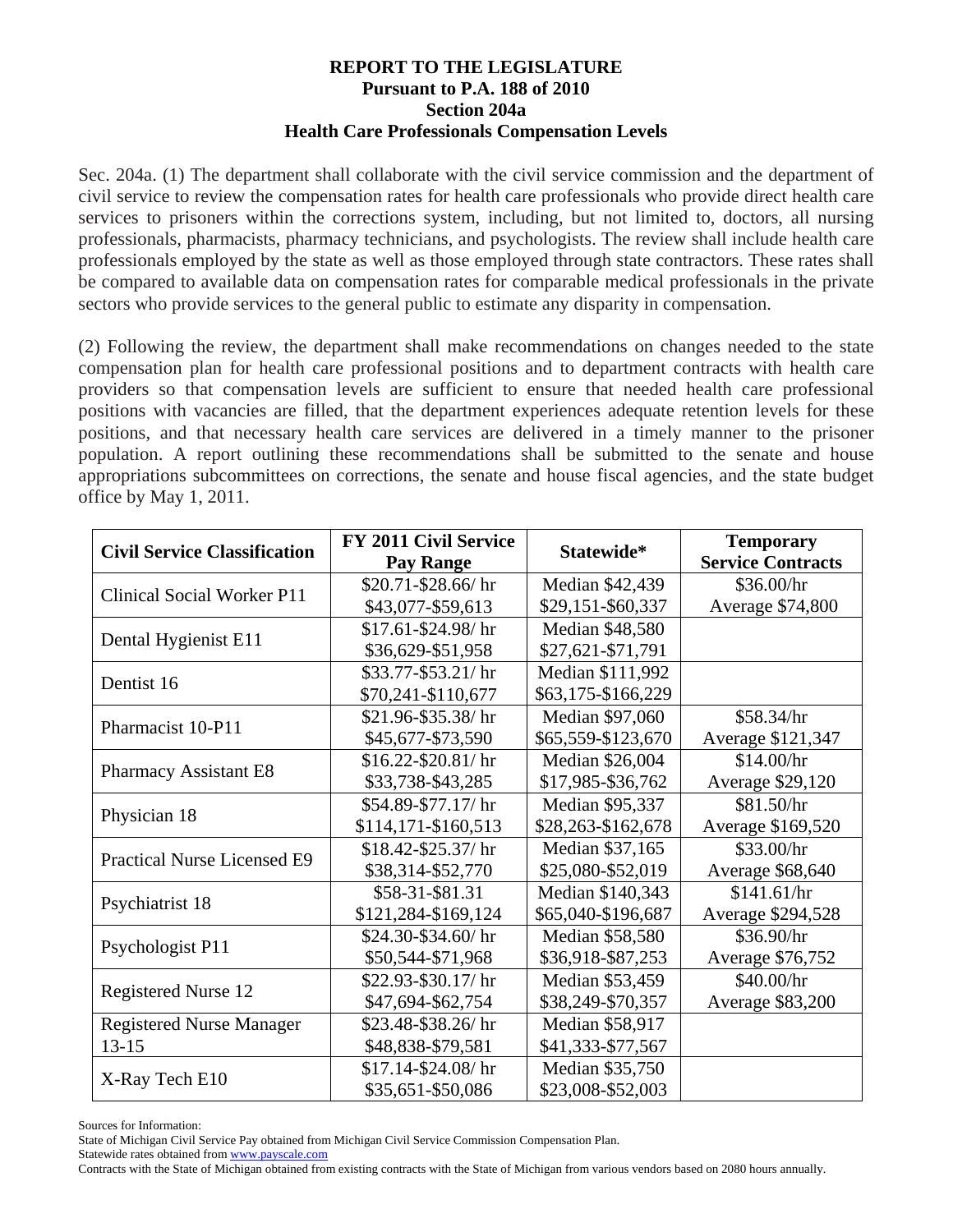# REPORT TO THE LEGISLATURE
## Pursuant to P.A. 188 of 2010
## Section 204a
## Health Care Professionals Compensation Levels

Sec. 204a. (1) The department shall collaborate with the civil service commission and the department of civil service to review the compensation rates for health care professionals who provide direct health care services to prisoners within the corrections system, including, but not limited to, doctors, all nursing professionals, pharmacists, pharmacy technicians, and psychologists. The review shall include health care professionals employed by the state as well as those employed through state contractors. These rates shall be compared to available data on compensation rates for comparable medical professionals in the private sectors who provide services to the general public to estimate any disparity in compensation.

(2) Following the review, the department shall make recommendations on changes needed to the state compensation plan for health care professional positions and to department contracts with health care providers so that compensation levels are sufficient to ensure that needed health care professional positions with vacancies are filled, that the department experiences adequate retention levels for these positions, and that necessary health care services are delivered in a timely manner to the prisoner population. A report outlining these recommendations shall be submitted to the senate and house appropriations subcommittees on corrections, the senate and house fiscal agencies, and the state budget office by May 1, 2011.

| Civil Service Classification | FY 2011 Civil Service Pay Range | Statewide* | Temporary Service Contracts |
|---|---|---|---|
| Clinical Social Worker P11 | \$20.71-\$28.66/ hr<br>\$43,077-\$59,613 | Median \$42,439<br>\$29,151-\$60,337 | \$36.00/hr<br>Average \$74,800 |
| Dental Hygienist E11 | \$17.61-\$24.98/ hr<br>\$36,629-\$51,958 | Median \$48,580<br>\$27,621-\$71,791 | |
| Dentist 16 | \$33.77-\$53.21/ hr<br>\$70,241-\$110,677 | Median \$111,992<br>\$63,175-\$166,229 | |
| Pharmacist 10-P11 | \$21.96-\$35.38/ hr<br>\$45,677-\$73,590 | Median \$97,060<br>\$65,559-\$123,670 | \$58.34/hr<br>Average \$121,347 |
| Pharmacy Assistant E8 | \$16.22-\$20.81/ hr<br>\$33,738-\$43,285 | Median \$26,004<br>\$17,985-\$36,762 | \$14.00/hr<br>Average \$29,120 |
| Physician 18 | \$54.89-\$77.17/ hr<br>\$114,171-\$160,513 | Median \$95,337<br>\$28,263-\$162,678 | \$81.50/hr<br>Average \$169,520 |
| Practical Nurse Licensed E9 | \$18.42-\$25.37/ hr<br>\$38,314-\$52,770 | Median \$37,165<br>\$25,080-\$52,019 | \$33.00/hr<br>Average \$68,640 |
| Psychiatrist 18 | \$58-31-\$81.31<br>\$121,284-\$169,124 | Median \$140,343<br>\$65,040-\$196,687 | \$141.61/hr<br>Average \$294,528 |
| Psychologist P11 | \$24.30-\$34.60/ hr<br>\$50,544-\$71,968 | Median \$58,580<br>\$36,918-\$87,253 | \$36.90/hr<br>Average \$76,752 |
| Registered Nurse 12 | \$22.93-\$30.17/ hr<br>\$47,694-\$62,754 | Median \$53,459<br>\$38,249-\$70,357 | \$40.00/hr<br>Average \$83,200 |
| Registered Nurse Manager 13-15 | \$23.48-\$38.26/ hr<br>\$48,838-\$79,581 | Median \$58,917<br>\$41,333-\$77,567 | |
| X-Ray Tech E10 | \$17.14-\$24.08/ hr<br>\$35,651-\$50,086 | Median \$35,750<br>\$23,008-\$52,003 | |

Sources for Information:
State of Michigan Civil Service Pay obtained from Michigan Civil Service Commission Compensation Plan.
Statewide rates obtained from www.payscale.com
Contracts with the State of Michigan obtained from existing contracts with the State of Michigan from various vendors based on 2080 hours annually.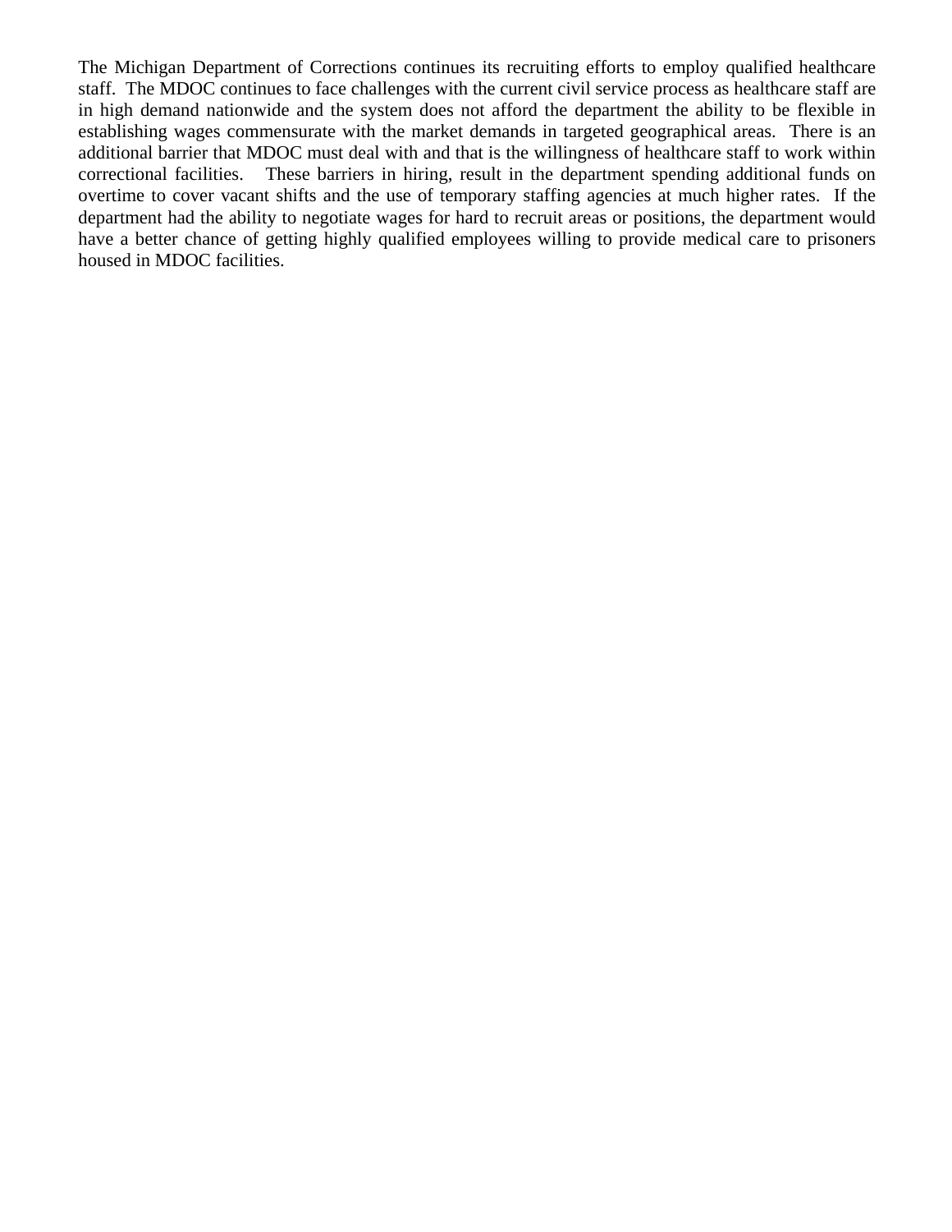The Michigan Department of Corrections continues its recruiting efforts to employ qualified healthcare staff. The MDOC continues to face challenges with the current civil service process as healthcare staff are in high demand nationwide and the system does not afford the department the ability to be flexible in establishing wages commensurate with the market demands in targeted geographical areas. There is an additional barrier that MDOC must deal with and that is the willingness of healthcare staff to work within correctional facilities. These barriers in hiring, result in the department spending additional funds on overtime to cover vacant shifts and the use of temporary staffing agencies at much higher rates. If the department had the ability to negotiate wages for hard to recruit areas or positions, the department would have a better chance of getting highly qualified employees willing to provide medical care to prisoners housed in MDOC facilities.